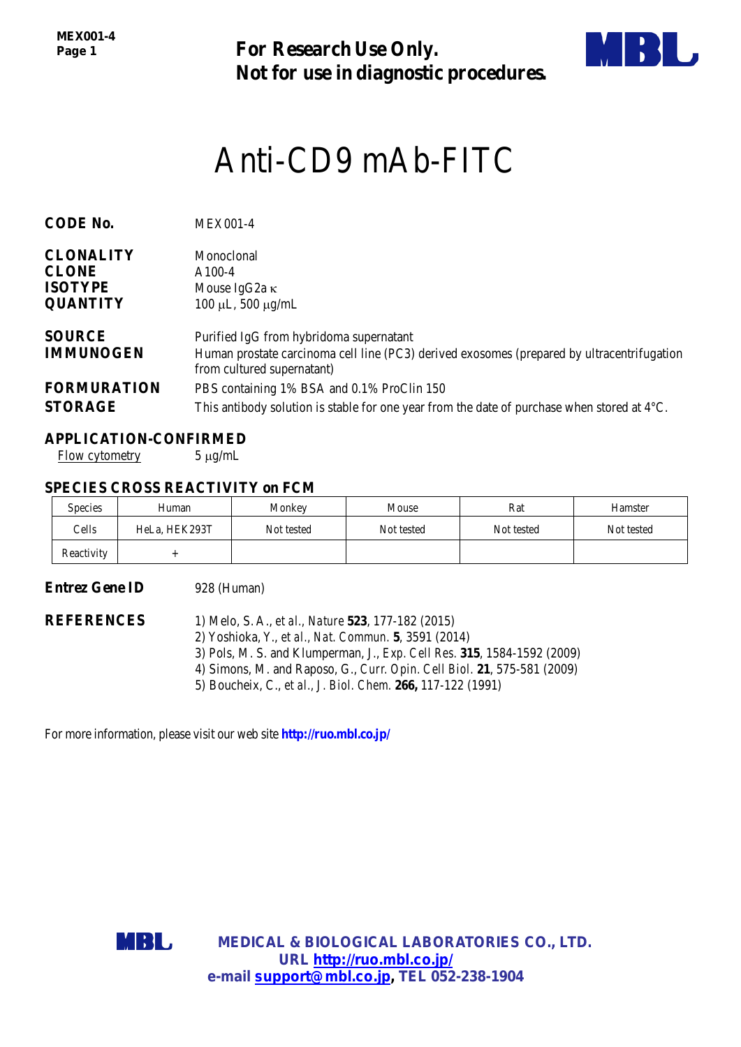**For Research Use Only.**
**Not for use in diagnostic procedures.**

# Anti-CD9 mAb-FITC

**CODE No.** MEX001-4

**CLONALITY** Monoclonal
**CLONE** A100-4
**ISOTYPE** Mouse IgG2a κ
**QUANTITY** 100 μL, 500 μg/mL

**SOURCE** Purified IgG from hybridoma supernatant
**IMMUNOGEN** Human prostate carcinoma cell line (PC3) derived exosomes (prepared by ultracentrifugation from cultured supernatant)
**FORMURATION** PBS containing 1% BSA and 0.1% ProClin 150
**STORAGE** This antibody solution is stable for one year from the date of purchase when stored at 4°C.

**APPLICATION-CONFIRMED**
Flow cytometry 5 μg/mL

**SPECIES CROSS REACTIVITY on FCM**

| Species | Human | Monkey | Mouse | Rat | Hamster |
|---|---|---|---|---|---|
| Cells | HeLa, HEK293T | Not tested | Not tested | Not tested | Not tested |
| Reactivity | + | | | | |

**Entrez Gene ID** 928 (Human)

**REFERENCES**
1) Melo, S. A., *et al.*, *Nature* **523**, 177-182 (2015)
2) Yoshioka, Y., *et al.*, *Nat. Commun.* **5**, 3591 (2014)
3) Pols, M. S. and Klumperman, J., *Exp. Cell Res.* **315**, 1584-1592 (2009)
4) Simons, M. and Raposo, G., *Curr. Opin. Cell Biol.* **21**, 575-581 (2009)
5) Boucheix, C., *et al.*, *J. Biol. Chem.* **266,** 117-122 (1991)

For more information, please visit our web site **http://ruo.mbl.co.jp/**

**MEDICAL & BIOLOGICAL LABORATORIES CO., LTD.**
**URL http://ruo.mbl.co.jp/**
**e-mail support@mbl.co.jp, TEL 052-238-1904**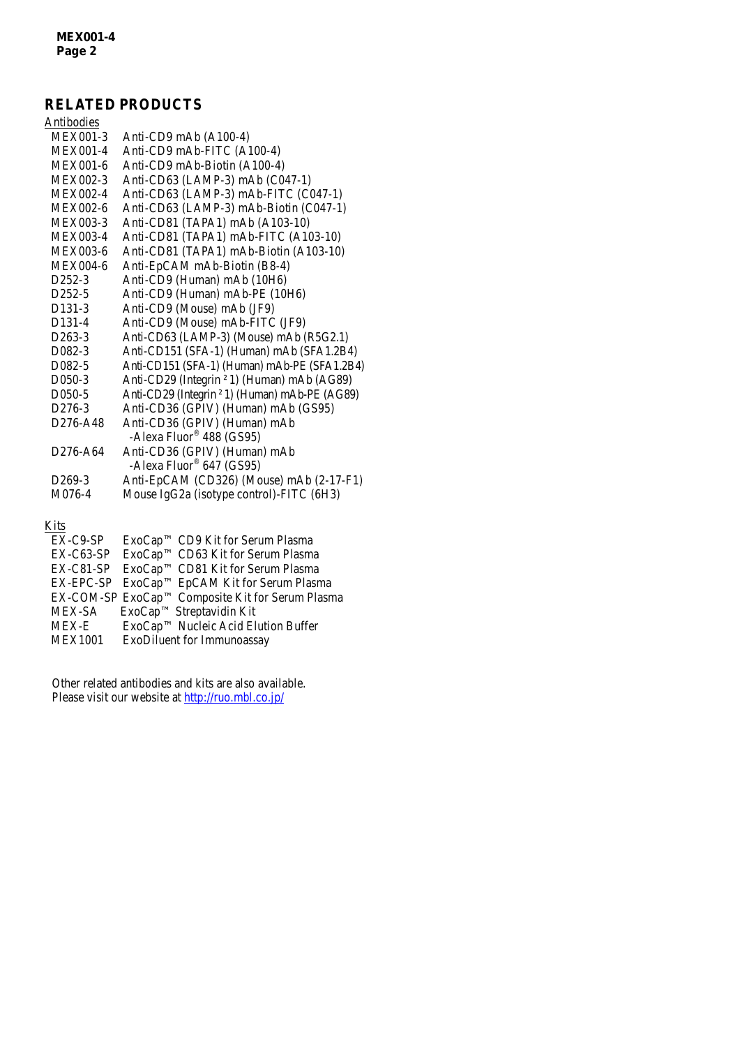## RELATED PRODUCTS

Antibodies

| | |
|---|---|
| MEX001-3 | Anti-CD9 mAb (A100-4) |
| MEX001-4 | Anti-CD9 mAb-FITC (A100-4) |
| MEX001-6 | Anti-CD9 mAb-Biotin (A100-4) |
| MEX002-3 | Anti-CD63 (LAMP-3) mAb (C047-1) |
| MEX002-4 | Anti-CD63 (LAMP-3) mAb-FITC (C047-1) |
| MEX002-6 | Anti-CD63 (LAMP-3) mAb-Biotin (C047-1) |
| MEX003-3 | Anti-CD81 (TAPA1) mAb (A103-10) |
| MEX003-4 | Anti-CD81 (TAPA1) mAb-FITC (A103-10) |
| MEX003-6 | Anti-CD81 (TAPA1) mAb-Biotin (A103-10) |
| MEX004-6 | Anti-EpCAM mAb-Biotin (B8-4) |
| D252-3 | Anti-CD9 (Human) mAb (10H6) |
| D252-5 | Anti-CD9 (Human) mAb-PE (10H6) |
| D131-3 | Anti-CD9 (Mouse) mAb (JF9) |
| D131-4 | Anti-CD9 (Mouse) mAb-FITC (JF9) |
| D263-3 | Anti-CD63 (LAMP-3) (Mouse) mAb (R5G2.1) |
| D082-3 | Anti-CD151 (SFA-1) (Human) mAb (SFA1.2B4) |
| D082-5 | Anti-CD151 (SFA-1) (Human) mAb-PE (SFA1.2B4) |
| D050-3 | Anti-CD29 (Integrin ² 1) (Human) mAb (AG89) |
| D050-5 | Anti-CD29 (Integrin ² 1) (Human) mAb-PE (AG89) |
| D276-3 | Anti-CD36 (GPIV) (Human) mAb (GS95) |
| D276-A48 | Anti-CD36 (GPIV) (Human) mAb -Alexa Fluor® 488 (GS95) |
| D276-A64 | Anti-CD36 (GPIV) (Human) mAb -Alexa Fluor® 647 (GS95) |
| D269-3 | Anti-EpCAM (CD326) (Mouse) mAb (2-17-F1) |
| M076-4 | Mouse IgG2a (isotype control)-FITC (6H3) |

Kits

| | |
|---|---|
| EX-C9-SP | ExoCap™ CD9 Kit for Serum Plasma |
| EX-C63-SP | ExoCap™ CD63 Kit for Serum Plasma |
| EX-C81-SP | ExoCap™ CD81 Kit for Serum Plasma |
| EX-EPC-SP | ExoCap™ EpCAM Kit for Serum Plasma |
| EX-COM-SP | ExoCap™ Composite Kit for Serum Plasma |
| MEX-SA | ExoCap™ Streptavidin Kit |
| MEX-E | ExoCap™ Nucleic Acid Elution Buffer |
| MEX1001 | ExoDiluent for Immunoassay |

Other related antibodies and kits are also available.
Please visit our website at http://ruo.mbl.co.jp/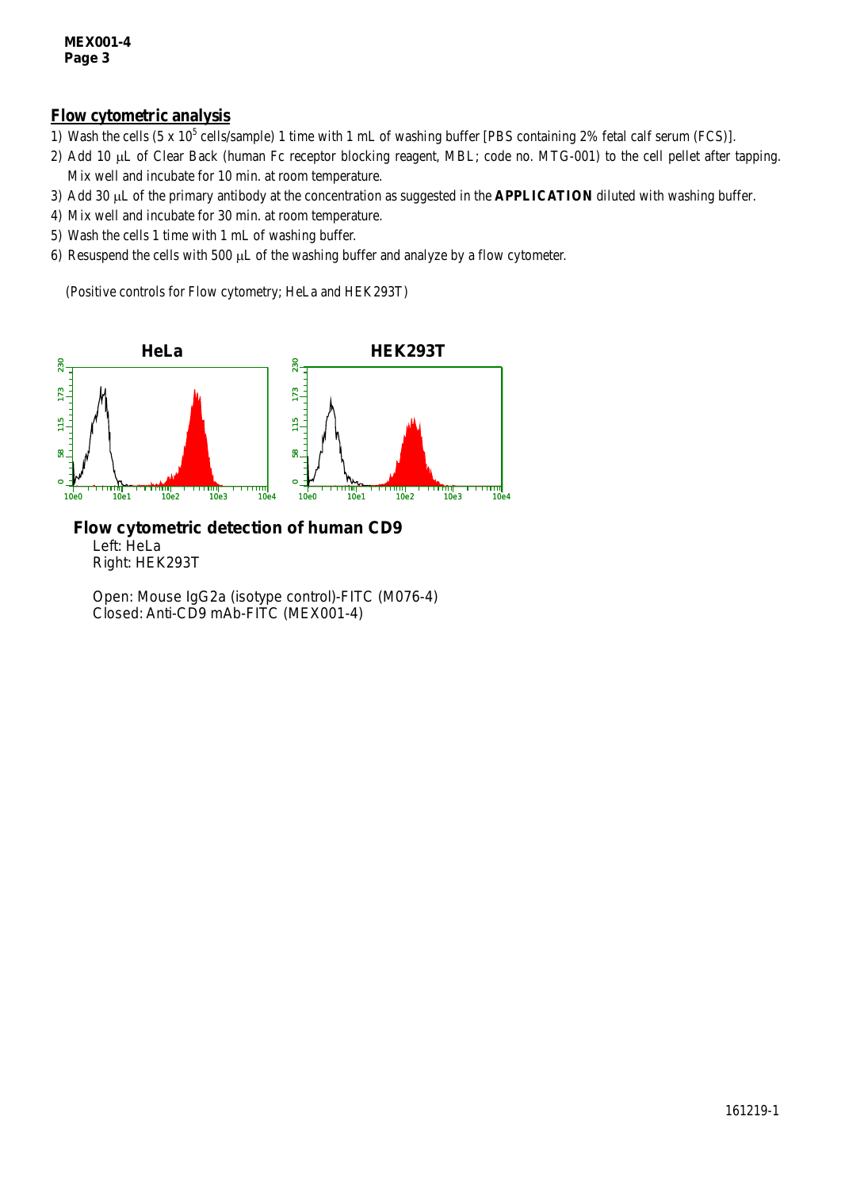## Flow cytometric analysis

1) Wash the cells ($5 \times 10^5$ cells/sample) 1 time with 1 mL of washing buffer [PBS containing 2% fetal calf serum (FCS)].
2) Add 10 μL of Clear Back (human Fc receptor blocking reagent, MBL; code no. MTG-001) to the cell pellet after tapping. Mix well and incubate for 10 min. at room temperature.
3) Add 30 μL of the primary antibody at the concentration as suggested in the **APPLICATION** diluted with washing buffer.
4) Mix well and incubate for 30 min. at room temperature.
5) Wash the cells 1 time with 1 mL of washing buffer.
6) Resuspend the cells with 500 μL of the washing buffer and analyze by a flow cytometer.

(Positive controls for Flow cytometry; HeLa and HEK293T)

HeLa

230
173
115
58
0

10e0 10e1 10e2 10e3 10e4

HEK293T

230
173
115
58
0

10e0 10e1 10e2 10e3 10e4

**Flow cytometric detection of human CD9**

Left: HeLa
Right: HEK293T

Open: Mouse IgG2a (isotype control)-FITC (M076-4)
Closed: Anti-CD9 mAb-FITC (MEX001-4)

161219-1